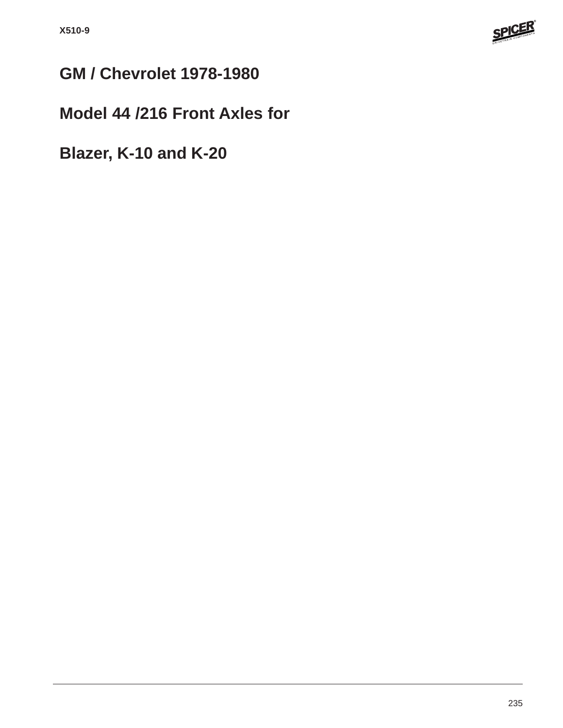# GM / Chevrolet 1978-1980

# Model 44 /216 Front Axles for

# Blazer, K-10 and K-20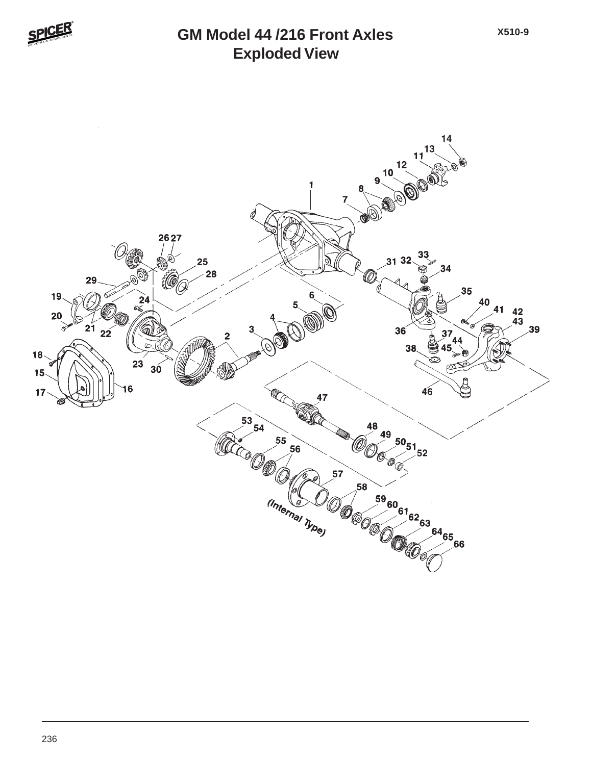# GM Model 44 /216 Front Axles
## Exploded View

X510-9

1 2 3 4 5 6 7 8 9 10 11 12 13 14 15 16 17 18 19 20 21 22 23 24 25 26 27 28 29 30 31 32 33 34 35 36 37 38 39 40 41 42 43 44 45 46 47 48 49 50 51 52 53 54 55 56 57 58 59 60 61 62 63 64 65 66

*(Internal Type)*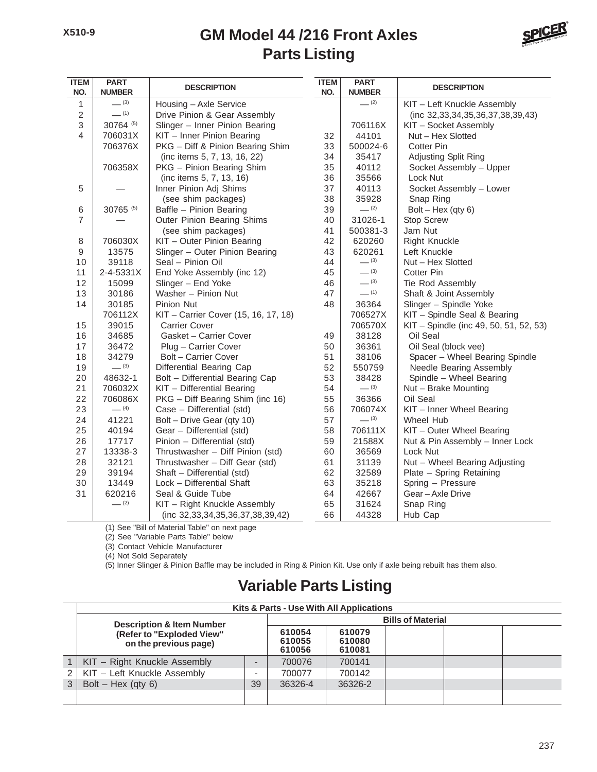# GM Model 44 /216 Front Axles
## Parts Listing

| ITEM NO. | PART NUMBER | DESCRIPTION |
|---|---|---|
| 1 | — (3) | Housing – Axle Service |
| 2 | — (1) | Drive Pinion & Gear Assembly |
| 3 | 30764 (5) | Slinger – Inner Pinion Bearing |
| 4 | 706031X | KIT – Inner Pinion Bearing |
| | 706376X | PKG – Diff & Pinion Bearing Shim (inc items 5, 7, 13, 16, 22) |
| | 706358X | PKG – Pinion Bearing Shim (inc items 5, 7, 13, 16) |
| 5 | — | Inner Pinion Adj Shims (see shim packages) |
| 6 | 30765 (5) | Baffle – Pinion Bearing |
| 7 | — | Outer Pinion Bearing Shims (see shim packages) |
| 8 | 706030X | KIT – Outer Pinion Bearing |
| 9 | 13575 | Slinger – Outer Pinion Bearing |
| 10 | 39118 | Seal – Pinion Oil |
| 11 | 2-4-5331X | End Yoke Assembly (inc 12) |
| 12 | 15099 | Slinger – End Yoke |
| 13 | 30186 | Washer – Pinion Nut |
| 14 | 30185 | Pinion Nut |
| | 706112X | KIT – Carrier Cover (15, 16, 17, 18) |
| 15 | 39015 | Carrier Cover |
| 16 | 34685 | Gasket – Carrier Cover |
| 17 | 36472 | Plug – Carrier Cover |
| 18 | 34279 | Bolt – Carrier Cover |
| 19 | — (3) | Differential Bearing Cap |
| 20 | 48632-1 | Bolt – Differential Bearing Cap |
| 21 | 706032X | KIT – Differential Bearing |
| 22 | 706086X | PKG – Diff Bearing Shim (inc 16) |
| 23 | — (4) | Case – Differential (std) |
| 24 | 41221 | Bolt – Drive Gear (qty 10) |
| 25 | 40194 | Gear – Differential (std) |
| 26 | 17717 | Pinion – Differential (std) |
| 27 | 13338-3 | Thrustwasher – Diff Pinion (std) |
| 28 | 32121 | Thrustwasher – Diff Gear (std) |
| 29 | 39194 | Shaft – Differential (std) |
| 30 | 13449 | Lock – Differential Shaft |
| 31 | 620216 | Seal & Guide Tube |
| | — (2) | KIT – Right Knuckle Assembly (inc 32,33,34,35,36,37,38,39,42) |
| | — (2) | KIT – Left Knuckle Assembly (inc 32,33,34,35,36,37,38,39,43) |
| | 706116X | KIT – Socket Assembly |
| 32 | 44101 | Nut – Hex Slotted |
| 33 | 500024-6 | Cotter Pin |
| 34 | 35417 | Adjusting Split Ring |
| 35 | 40112 | Socket Assembly – Upper |
| 36 | 35566 | Lock Nut |
| 37 | 40113 | Socket Assembly – Lower |
| 38 | 35928 | Snap Ring |
| 39 | — (2) | Bolt – Hex (qty 6) |
| 40 | 31026-1 | Stop Screw |
| 41 | 500381-3 | Jam Nut |
| 42 | 620260 | Right Knuckle |
| 43 | 620261 | Left Knuckle |
| 44 | — (3) | Nut – Hex Slotted |
| 45 | — (3) | Cotter Pin |
| 46 | — (3) | Tie Rod Assembly |
| 47 | — (1) | Shaft & Joint Assembly |
| 48 | 36364 | Slinger – Spindle Yoke |
| | 706527X | KIT – Spindle Seal & Bearing |
| | 706570X | KIT – Spindle (inc 49, 50, 51, 52, 53) |
| 49 | 38128 | Oil Seal |
| 50 | 36361 | Oil Seal (block vee) |
| 51 | 38106 | Spacer – Wheel Bearing Spindle |
| 52 | 550759 | Needle Bearing Assembly |
| 53 | 38428 | Spindle – Wheel Bearing |
| 54 | — (3) | Nut – Brake Mounting |
| 55 | 36366 | Oil Seal |
| 56 | 706074X | KIT – Inner Wheel Bearing |
| 57 | — (3) | Wheel Hub |
| 58 | 706111X | KIT – Outer Wheel Bearing |
| 59 | 21588X | Nut & Pin Assembly – Inner Lock |
| 60 | 36569 | Lock Nut |
| 61 | 31139 | Nut – Wheel Bearing Adjusting |
| 62 | 32589 | Plate – Spring Retaining |
| 63 | 35218 | Spring – Pressure |
| 64 | 42667 | Gear – Axle Drive |
| 65 | 31624 | Snap Ring |
| 66 | 44328 | Hub Cap |

(1) See "Bill of Material Table" on next page
(2) See "Variable Parts Table" below
(3) Contact Vehicle Manufacturer
(4) Not Sold Separately
(5) Inner Slinger & Pinion Baffle may be included in Ring & Pinion Kit. Use only if axle being rebuilt has them also.

## Variable Parts Listing

| | Kits & Parts - Use With All Applications | | | | | | |
|---|---|---|---|---|---|---|---|
| | Description & Item Number (Refer to "Exploded View" on the previous page) | | Bills of Material | | | | |
| | | | 610054 610055 610056 | 610079 610080 610081 | | | |
| 1 | KIT – Right Knuckle Assembly | - | 700076 | 700141 | | | |
| 2 | KIT – Left Knuckle Assembly | - | 700077 | 700142 | | | |
| 3 | Bolt – Hex (qty 6) | 39 | 36326-4 | 36326-2 | | | |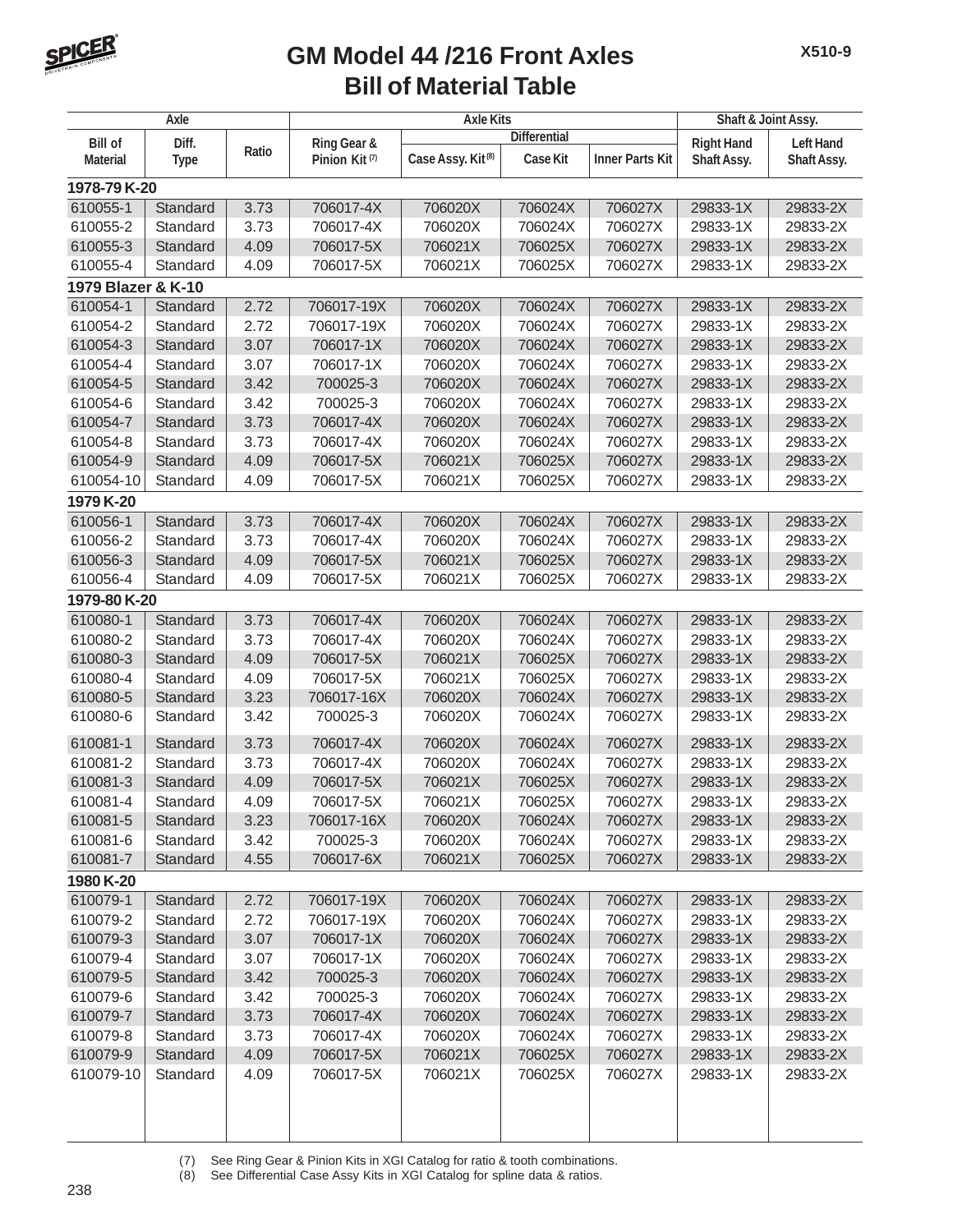# GM Model 44 /216 Front Axles
# Bill of Material Table

| Axle | | | Axle Kits | | | | Shaft & Joint Assy. | |
|---|---|---|---|---|---|---|---|---|
| | | | | Differential | | | | |
| Bill of Material | Diff. Type | Ratio | Ring Gear & Pinion Kit (7) | Case Assy. Kit (8) | Case Kit | Inner Parts Kit | Right Hand Shaft Assy. | Left Hand Shaft Assy. |
| **1978-79 K-20** | | | | | | | | |
| 610055-1 | Standard | 3.73 | 706017-4X | 706020X | 706024X | 706027X | 29833-1X | 29833-2X |
| 610055-2 | Standard | 3.73 | 706017-4X | 706020X | 706024X | 706027X | 29833-1X | 29833-2X |
| 610055-3 | Standard | 4.09 | 706017-5X | 706021X | 706025X | 706027X | 29833-1X | 29833-2X |
| 610055-4 | Standard | 4.09 | 706017-5X | 706021X | 706025X | 706027X | 29833-1X | 29833-2X |
| **1979 Blazer & K-10** | | | | | | | | |
| 610054-1 | Standard | 2.72 | 706017-19X | 706020X | 706024X | 706027X | 29833-1X | 29833-2X |
| 610054-2 | Standard | 2.72 | 706017-19X | 706020X | 706024X | 706027X | 29833-1X | 29833-2X |
| 610054-3 | Standard | 3.07 | 706017-1X | 706020X | 706024X | 706027X | 29833-1X | 29833-2X |
| 610054-4 | Standard | 3.07 | 706017-1X | 706020X | 706024X | 706027X | 29833-1X | 29833-2X |
| 610054-5 | Standard | 3.42 | 700025-3 | 706020X | 706024X | 706027X | 29833-1X | 29833-2X |
| 610054-6 | Standard | 3.42 | 700025-3 | 706020X | 706024X | 706027X | 29833-1X | 29833-2X |
| 610054-7 | Standard | 3.73 | 706017-4X | 706020X | 706024X | 706027X | 29833-1X | 29833-2X |
| 610054-8 | Standard | 3.73 | 706017-4X | 706020X | 706024X | 706027X | 29833-1X | 29833-2X |
| 610054-9 | Standard | 4.09 | 706017-5X | 706021X | 706025X | 706027X | 29833-1X | 29833-2X |
| 610054-10 | Standard | 4.09 | 706017-5X | 706021X | 706025X | 706027X | 29833-1X | 29833-2X |
| **1979 K-20** | | | | | | | | |
| 610056-1 | Standard | 3.73 | 706017-4X | 706020X | 706024X | 706027X | 29833-1X | 29833-2X |
| 610056-2 | Standard | 3.73 | 706017-4X | 706020X | 706024X | 706027X | 29833-1X | 29833-2X |
| 610056-3 | Standard | 4.09 | 706017-5X | 706021X | 706025X | 706027X | 29833-1X | 29833-2X |
| 610056-4 | Standard | 4.09 | 706017-5X | 706021X | 706025X | 706027X | 29833-1X | 29833-2X |
| **1979-80 K-20** | | | | | | | | |
| 610080-1 | Standard | 3.73 | 706017-4X | 706020X | 706024X | 706027X | 29833-1X | 29833-2X |
| 610080-2 | Standard | 3.73 | 706017-4X | 706020X | 706024X | 706027X | 29833-1X | 29833-2X |
| 610080-3 | Standard | 4.09 | 706017-5X | 706021X | 706025X | 706027X | 29833-1X | 29833-2X |
| 610080-4 | Standard | 4.09 | 706017-5X | 706021X | 706025X | 706027X | 29833-1X | 29833-2X |
| 610080-5 | Standard | 3.23 | 706017-16X | 706020X | 706024X | 706027X | 29833-1X | 29833-2X |
| 610080-6 | Standard | 3.42 | 700025-3 | 706020X | 706024X | 706027X | 29833-1X | 29833-2X |
| 610081-1 | Standard | 3.73 | 706017-4X | 706020X | 706024X | 706027X | 29833-1X | 29833-2X |
| 610081-2 | Standard | 3.73 | 706017-4X | 706020X | 706024X | 706027X | 29833-1X | 29833-2X |
| 610081-3 | Standard | 4.09 | 706017-5X | 706021X | 706025X | 706027X | 29833-1X | 29833-2X |
| 610081-4 | Standard | 4.09 | 706017-5X | 706021X | 706025X | 706027X | 29833-1X | 29833-2X |
| 610081-5 | Standard | 3.23 | 706017-16X | 706020X | 706024X | 706027X | 29833-1X | 29833-2X |
| 610081-6 | Standard | 3.42 | 700025-3 | 706020X | 706024X | 706027X | 29833-1X | 29833-2X |
| 610081-7 | Standard | 4.55 | 706017-6X | 706021X | 706025X | 706027X | 29833-1X | 29833-2X |
| **1980 K-20** | | | | | | | | |
| 610079-1 | Standard | 2.72 | 706017-19X | 706020X | 706024X | 706027X | 29833-1X | 29833-2X |
| 610079-2 | Standard | 2.72 | 706017-19X | 706020X | 706024X | 706027X | 29833-1X | 29833-2X |
| 610079-3 | Standard | 3.07 | 706017-1X | 706020X | 706024X | 706027X | 29833-1X | 29833-2X |
| 610079-4 | Standard | 3.07 | 706017-1X | 706020X | 706024X | 706027X | 29833-1X | 29833-2X |
| 610079-5 | Standard | 3.42 | 700025-3 | 706020X | 706024X | 706027X | 29833-1X | 29833-2X |
| 610079-6 | Standard | 3.42 | 700025-3 | 706020X | 706024X | 706027X | 29833-1X | 29833-2X |
| 610079-7 | Standard | 3.73 | 706017-4X | 706020X | 706024X | 706027X | 29833-1X | 29833-2X |
| 610079-8 | Standard | 3.73 | 706017-4X | 706020X | 706024X | 706027X | 29833-1X | 29833-2X |
| 610079-9 | Standard | 4.09 | 706017-5X | 706021X | 706025X | 706027X | 29833-1X | 29833-2X |
| 610079-10 | Standard | 4.09 | 706017-5X | 706021X | 706025X | 706027X | 29833-1X | 29833-2X |

(7) See Ring Gear & Pinion Kits in XGI Catalog for ratio & tooth combinations.
(8) See Differential Case Assy Kits in XGI Catalog for spline data & ratios.